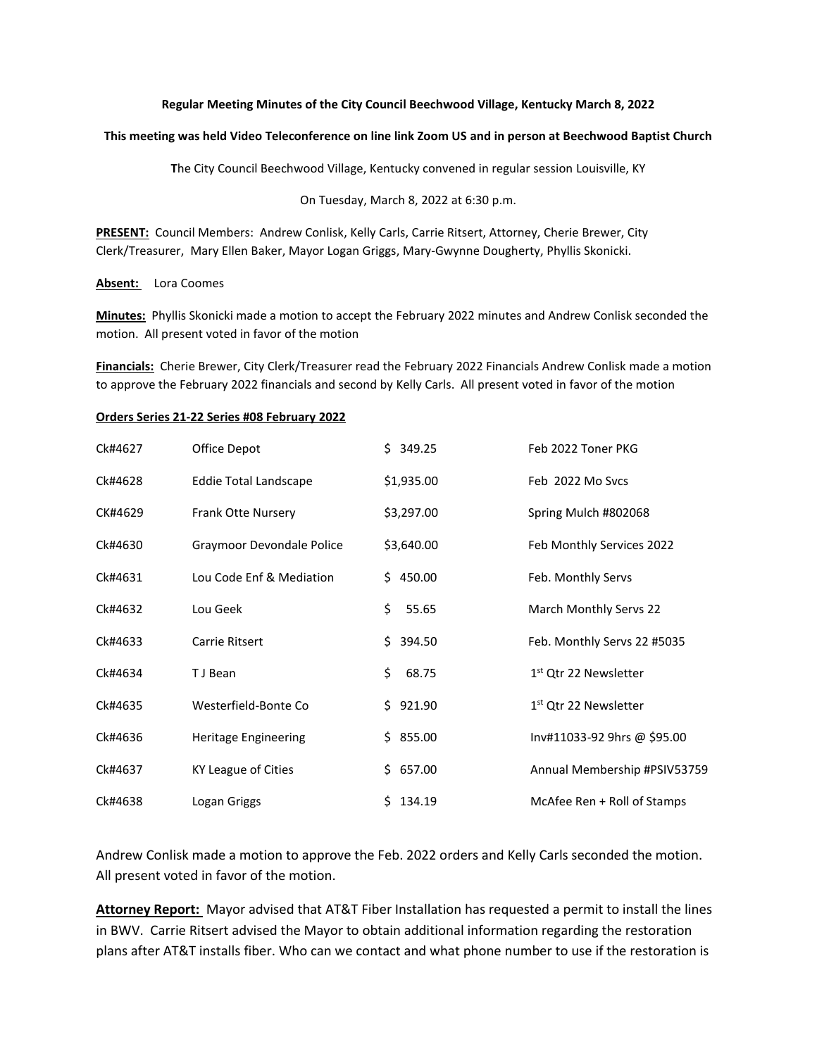**Regular Meeting Minutes of the City Council Beechwood Village, Kentucky March 8, 2022**

**This meeting was held Video Teleconference on line link Zoom US and in person at Beechwood Baptist Church**

**T**he City Council Beechwood Village, Kentucky convened in regular session Louisville, KY

On Tuesday, March 8, 2022 at 6:30 p.m.

**PRESENT:** Council Members: Andrew Conlisk, Kelly Carls, Carrie Ritsert, Attorney, Cherie Brewer, City Clerk/Treasurer, Mary Ellen Baker, Mayor Logan Griggs, Mary-Gwynne Dougherty, Phyllis Skonicki.

**Absent:** Lora Coomes

**Minutes:** Phyllis Skonicki made a motion to accept the February 2022 minutes and Andrew Conlisk seconded the motion. All present voted in favor of the motion

**Financials:** Cherie Brewer, City Clerk/Treasurer read the February 2022 Financials Andrew Conlisk made a motion to approve the February 2022 financials and second by Kelly Carls. All present voted in favor of the motion

**Orders Series 21-22 Series #08 February 2022**

| | | | |
|---|---|---|---|
| Ck#4627 | Office Depot | $ 349.25 | Feb 2022 Toner PKG |
| Ck#4628 | Eddie Total Landscape | $1,935.00 | Feb 2022 Mo Svcs |
| CK#4629 | Frank Otte Nursery | $3,297.00 | Spring Mulch #802068 |
| Ck#4630 | Graymoor Devondale Police | $3,640.00 | Feb Monthly Services 2022 |
| Ck#4631 | Lou Code Enf & Mediation | $ 450.00 | Feb. Monthly Servs |
| Ck#4632 | Lou Geek | $ 55.65 | March Monthly Servs 22 |
| Ck#4633 | Carrie Ritsert | $ 394.50 | Feb. Monthly Servs 22 #5035 |
| Ck#4634 | T J Bean | $ 68.75 | 1st Qtr 22 Newsletter |
| Ck#4635 | Westerfield-Bonte Co | $ 921.90 | 1st Qtr 22 Newsletter |
| Ck#4636 | Heritage Engineering | $ 855.00 | Inv#11033-92 9hrs @ $95.00 |
| Ck#4637 | KY League of Cities | $ 657.00 | Annual Membership #PSIV53759 |
| Ck#4638 | Logan Griggs | $ 134.19 | McAfee Ren + Roll of Stamps |

Andrew Conlisk made a motion to approve the Feb. 2022 orders and Kelly Carls seconded the motion. All present voted in favor of the motion.

**Attorney Report:** Mayor advised that AT&T Fiber Installation has requested a permit to install the lines in BWV. Carrie Ritsert advised the Mayor to obtain additional information regarding the restoration plans after AT&T installs fiber. Who can we contact and what phone number to use if the restoration is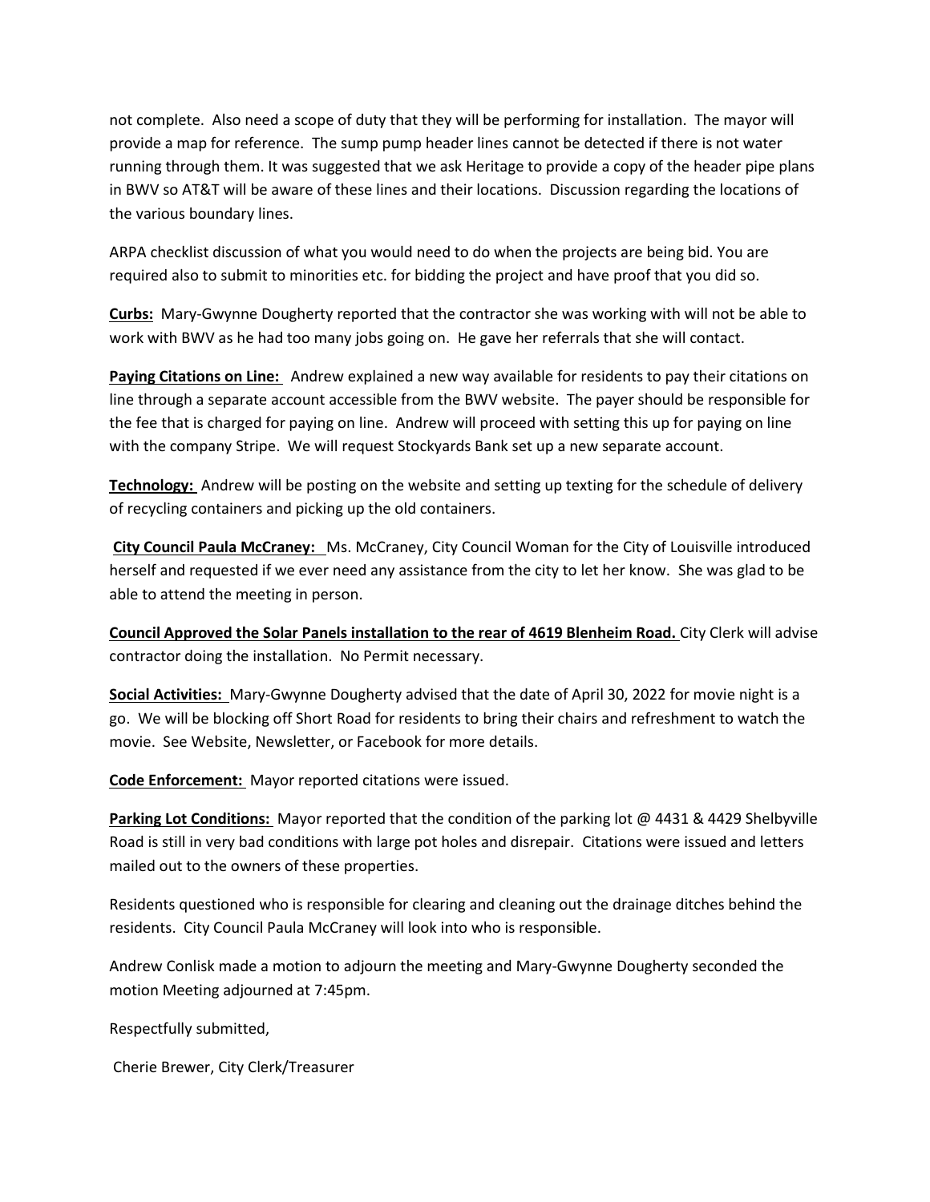not complete. Also need a scope of duty that they will be performing for installation. The mayor will provide a map for reference. The sump pump header lines cannot be detected if there is not water running through them. It was suggested that we ask Heritage to provide a copy of the header pipe plans in BWV so AT&T will be aware of these lines and their locations. Discussion regarding the locations of the various boundary lines.

ARPA checklist discussion of what you would need to do when the projects are being bid. You are required also to submit to minorities etc. for bidding the project and have proof that you did so.

**Curbs:** Mary-Gwynne Dougherty reported that the contractor she was working with will not be able to work with BWV as he had too many jobs going on. He gave her referrals that she will contact.

**Paying Citations on Line:** Andrew explained a new way available for residents to pay their citations on line through a separate account accessible from the BWV website. The payer should be responsible for the fee that is charged for paying on line. Andrew will proceed with setting this up for paying on line with the company Stripe. We will request Stockyards Bank set up a new separate account.

**Technology:** Andrew will be posting on the website and setting up texting for the schedule of delivery of recycling containers and picking up the old containers.

**City Council Paula McCraney:** Ms. McCraney, City Council Woman for the City of Louisville introduced herself and requested if we ever need any assistance from the city to let her know. She was glad to be able to attend the meeting in person.

**Council Approved the Solar Panels installation to the rear of 4619 Blenheim Road.** City Clerk will advise contractor doing the installation. No Permit necessary.

**Social Activities:** Mary-Gwynne Dougherty advised that the date of April 30, 2022 for movie night is a go. We will be blocking off Short Road for residents to bring their chairs and refreshment to watch the movie. See Website, Newsletter, or Facebook for more details.

**Code Enforcement:** Mayor reported citations were issued.

**Parking Lot Conditions:** Mayor reported that the condition of the parking lot @ 4431 & 4429 Shelbyville Road is still in very bad conditions with large pot holes and disrepair. Citations were issued and letters mailed out to the owners of these properties.

Residents questioned who is responsible for clearing and cleaning out the drainage ditches behind the residents. City Council Paula McCraney will look into who is responsible.

Andrew Conlisk made a motion to adjourn the meeting and Mary-Gwynne Dougherty seconded the motion Meeting adjourned at 7:45pm.

Respectfully submitted,

Cherie Brewer, City Clerk/Treasurer